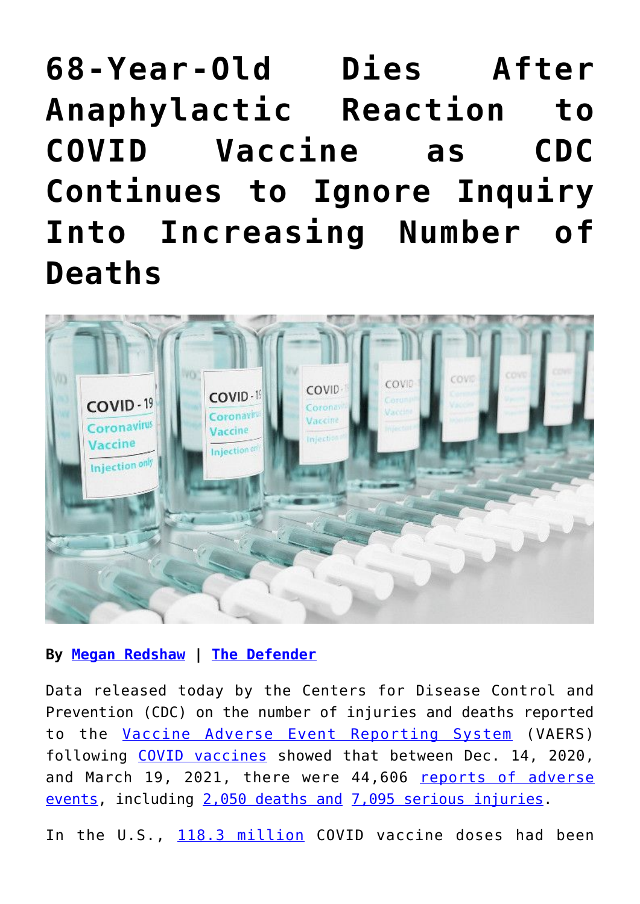# 68-Year-Old Dies After Anaphylactic Reaction to COVID Vaccine as CDC Continues to Ignore Inquiry Into Increasing Number of Deaths

**By Megan Redshaw | The Defender**

Data released today by the Centers for Disease Control and Prevention (CDC) on the number of injuries and deaths reported to the Vaccine Adverse Event Reporting System (VAERS) following COVID vaccines showed that between Dec. 14, 2020, and March 19, 2021, there were 44,606 reports of adverse events, including 2,050 deaths and 7,095 serious injuries.

In the U.S., 118.3 million COVID vaccine doses had been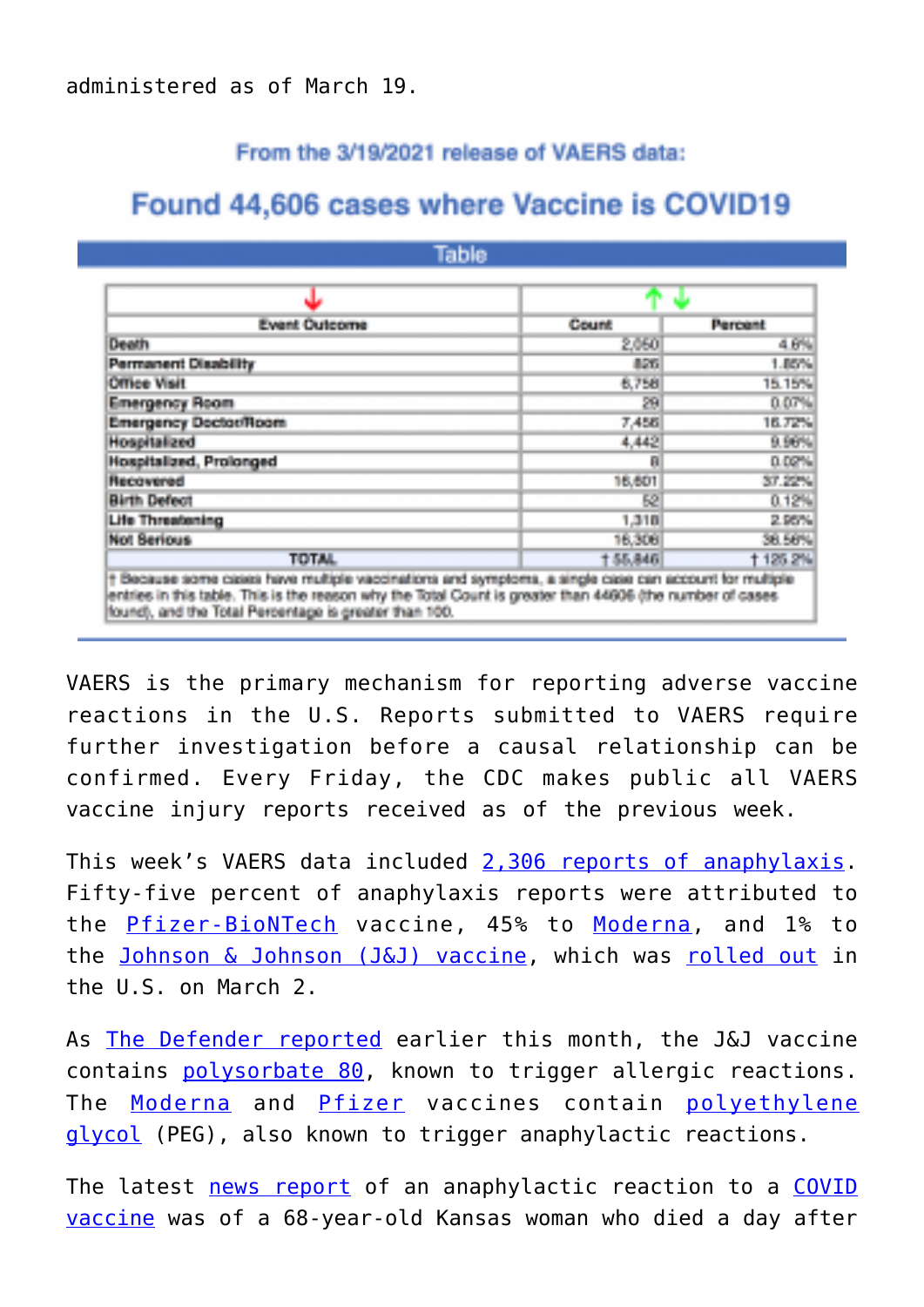administered as of March 19.

From the 3/19/2021 release of VAERS data:

Found 44,606 cases where Vaccine is COVID19

Table

| Event Outcome | Count | Percent |
|---|---|---|
| Death | 2,050 | 4.6% |
| Permanent Disability | 826 | 1.85% |
| Office Visit | 6,758 | 15.15% |
| Emergency Room | 29 | 0.07% |
| Emergency Doctor/Room | 7,456 | 16.72% |
| Hospitalized | 4,442 | 9.96% |
| Hospitalized, Prolonged | 8 | 0.02% |
| Recovered | 16,601 | 37.22% |
| Birth Defect | 52 | 0.12% |
| Life Threatening | 1,318 | 2.95% |
| Not Serious | 16,306 | 36.56% |
| TOTAL | † 55,846 | † 125.2% |

† Because some cases have multiple vaccinations and symptoms, a single case can account for multiple entries in this table. This is the reason why the Total Count is greater than 44606 (the number of cases found), and the Total Percentage is greater than 100.

VAERS is the primary mechanism for reporting adverse vaccine reactions in the U.S. Reports submitted to VAERS require further investigation before a causal relationship can be confirmed. Every Friday, the CDC makes public all VAERS vaccine injury reports received as of the previous week.

This week's VAERS data included 2,306 reports of anaphylaxis. Fifty-five percent of anaphylaxis reports were attributed to the Pfizer-BioNTech vaccine, 45% to Moderna, and 1% to the Johnson & Johnson (J&J) vaccine, which was rolled out in the U.S. on March 2.

As The Defender reported earlier this month, the J&J vaccine contains polysorbate 80, known to trigger allergic reactions. The Moderna and Pfizer vaccines contain polyethylene glycol (PEG), also known to trigger anaphylactic reactions.

The latest news report of an anaphylactic reaction to a COVID vaccine was of a 68-year-old Kansas woman who died a day after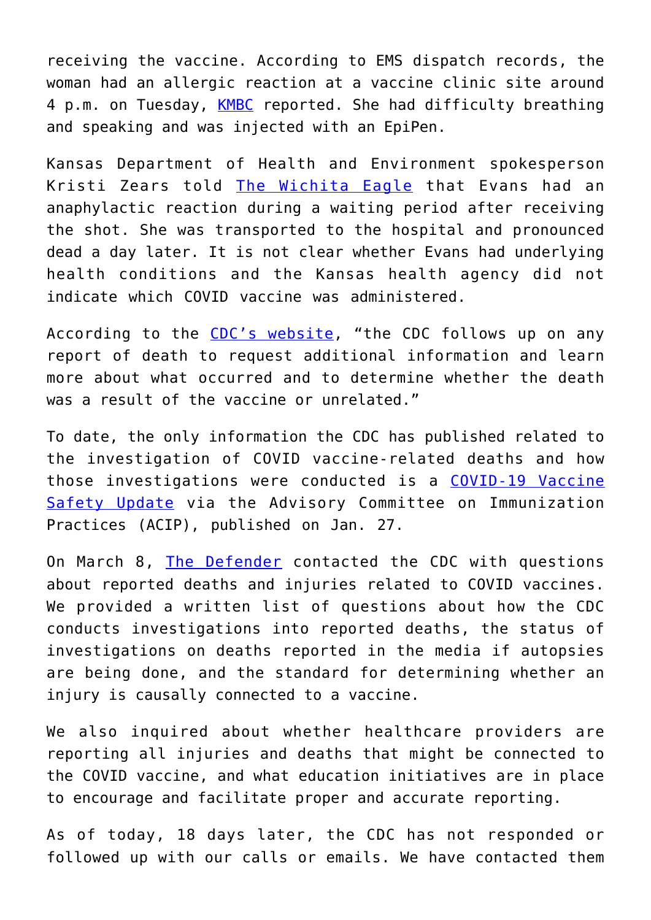receiving the vaccine. According to EMS dispatch records, the woman had an allergic reaction at a vaccine clinic site around 4 p.m. on Tuesday, KMBC reported. She had difficulty breathing and speaking and was injected with an EpiPen.

Kansas Department of Health and Environment spokesperson Kristi Zears told The Wichita Eagle that Evans had an anaphylactic reaction during a waiting period after receiving the shot. She was transported to the hospital and pronounced dead a day later. It is not clear whether Evans had underlying health conditions and the Kansas health agency did not indicate which COVID vaccine was administered.

According to the CDC's website, "the CDC follows up on any report of death to request additional information and learn more about what occurred and to determine whether the death was a result of the vaccine or unrelated."

To date, the only information the CDC has published related to the investigation of COVID vaccine-related deaths and how those investigations were conducted is a COVID-19 Vaccine Safety Update via the Advisory Committee on Immunization Practices (ACIP), published on Jan. 27.

On March 8, The Defender contacted the CDC with questions about reported deaths and injuries related to COVID vaccines. We provided a written list of questions about how the CDC conducts investigations into reported deaths, the status of investigations on deaths reported in the media if autopsies are being done, and the standard for determining whether an injury is causally connected to a vaccine.

We also inquired about whether healthcare providers are reporting all injuries and deaths that might be connected to the COVID vaccine, and what education initiatives are in place to encourage and facilitate proper and accurate reporting.

As of today, 18 days later, the CDC has not responded or followed up with our calls or emails. We have contacted them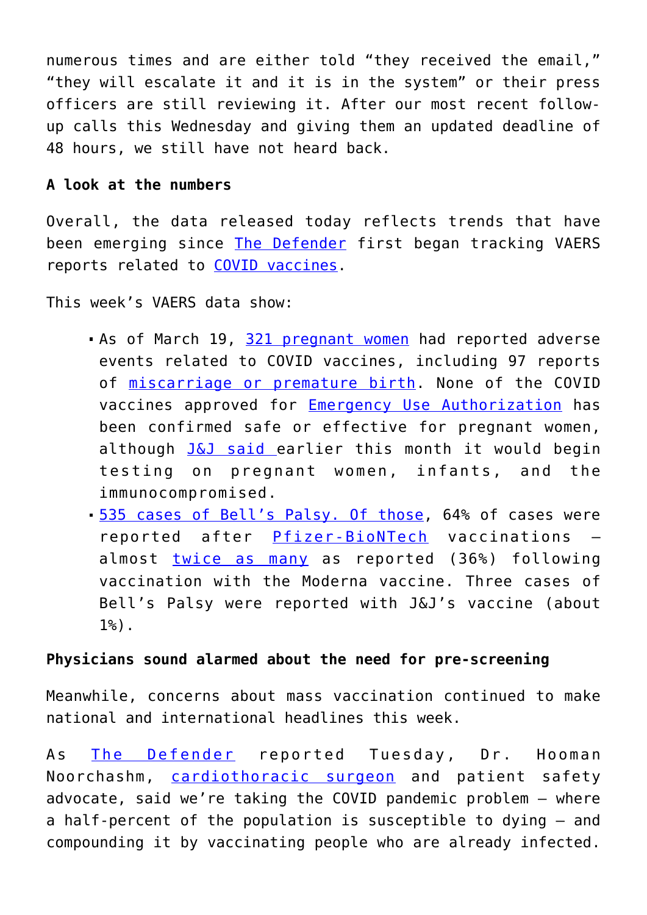numerous times and are either told "they received the email," "they will escalate it and it is in the system" or their press officers are still reviewing it. After our most recent follow-up calls this Wednesday and giving them an updated deadline of 48 hours, we still have not heard back.

**A look at the numbers**

Overall, the data released today reflects trends that have been emerging since The Defender first began tracking VAERS reports related to COVID vaccines.

This week's VAERS data show:

- As of March 19, 321 pregnant women had reported adverse events related to COVID vaccines, including 97 reports of miscarriage or premature birth. None of the COVID vaccines approved for Emergency Use Authorization has been confirmed safe or effective for pregnant women, although J&J said earlier this month it would begin testing on pregnant women, infants, and the immunocompromised.
- 535 cases of Bell's Palsy. Of those, 64% of cases were reported after Pfizer-BioNTech vaccinations — almost twice as many as reported (36%) following vaccination with the Moderna vaccine. Three cases of Bell's Palsy were reported with J&J's vaccine (about 1%).

**Physicians sound alarmed about the need for pre-screening**

Meanwhile, concerns about mass vaccination continued to make national and international headlines this week.

As The Defender reported Tuesday, Dr. Hooman Noorchashm, cardiothoracic surgeon and patient safety advocate, said we're taking the COVID pandemic problem — where a half-percent of the population is susceptible to dying — and compounding it by vaccinating people who are already infected.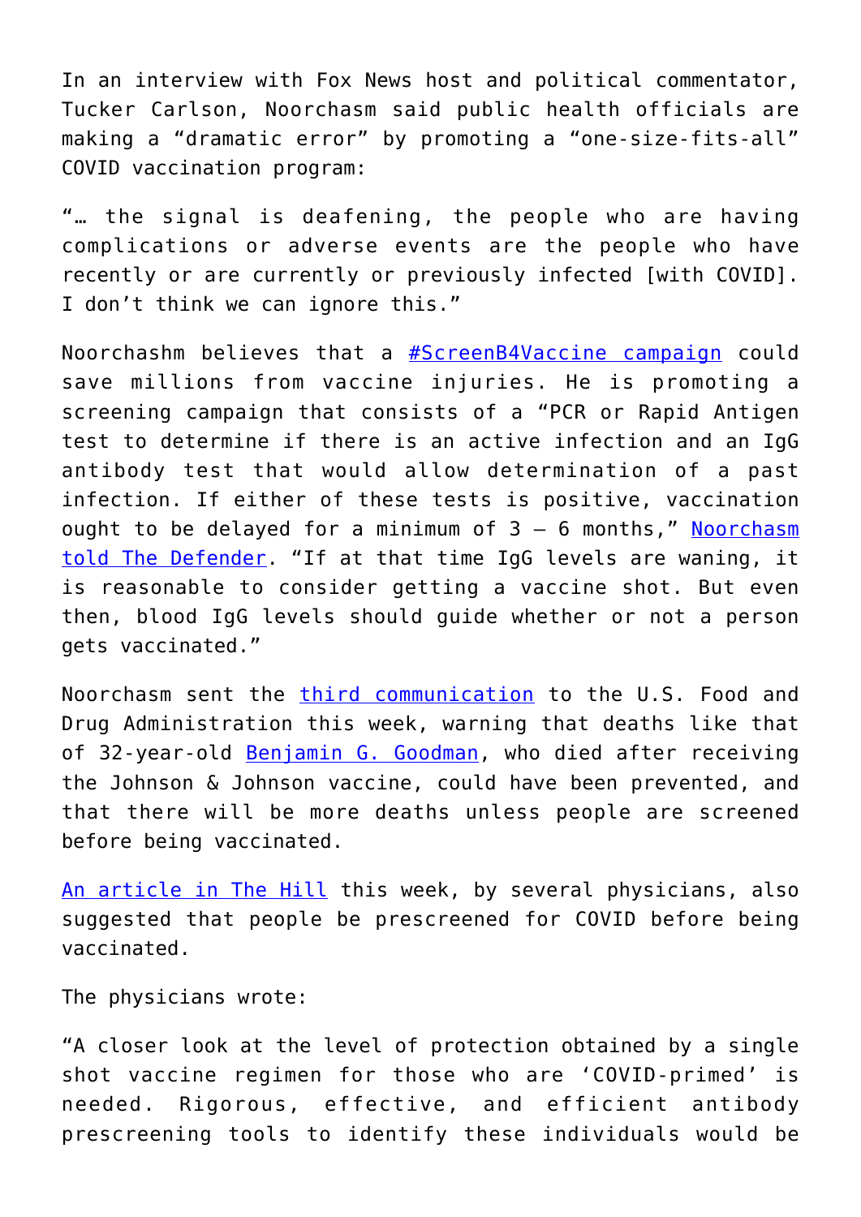In an interview with Fox News host and political commentator, Tucker Carlson, Noorchasm said public health officials are making a "dramatic error" by promoting a "one-size-fits-all" COVID vaccination program:

"… the signal is deafening, the people who are having complications or adverse events are the people who have recently or are currently or previously infected [with COVID]. I don't think we can ignore this."

Noorchashm believes that a #ScreenB4Vaccine campaign could save millions from vaccine injuries. He is promoting a screening campaign that consists of a "PCR or Rapid Antigen test to determine if there is an active infection and an IgG antibody test that would allow determination of a past infection. If either of these tests is positive, vaccination ought to be delayed for a minimum of 3 – 6 months," Noorchasm told The Defender. "If at that time IgG levels are waning, it is reasonable to consider getting a vaccine shot. But even then, blood IgG levels should guide whether or not a person gets vaccinated."

Noorchasm sent the third communication to the U.S. Food and Drug Administration this week, warning that deaths like that of 32-year-old Benjamin G. Goodman, who died after receiving the Johnson & Johnson vaccine, could have been prevented, and that there will be more deaths unless people are screened before being vaccinated.

An article in The Hill this week, by several physicians, also suggested that people be prescreened for COVID before being vaccinated.

The physicians wrote:

"A closer look at the level of protection obtained by a single shot vaccine regimen for those who are 'COVID-primed' is needed. Rigorous, effective, and efficient antibody prescreening tools to identify these individuals would be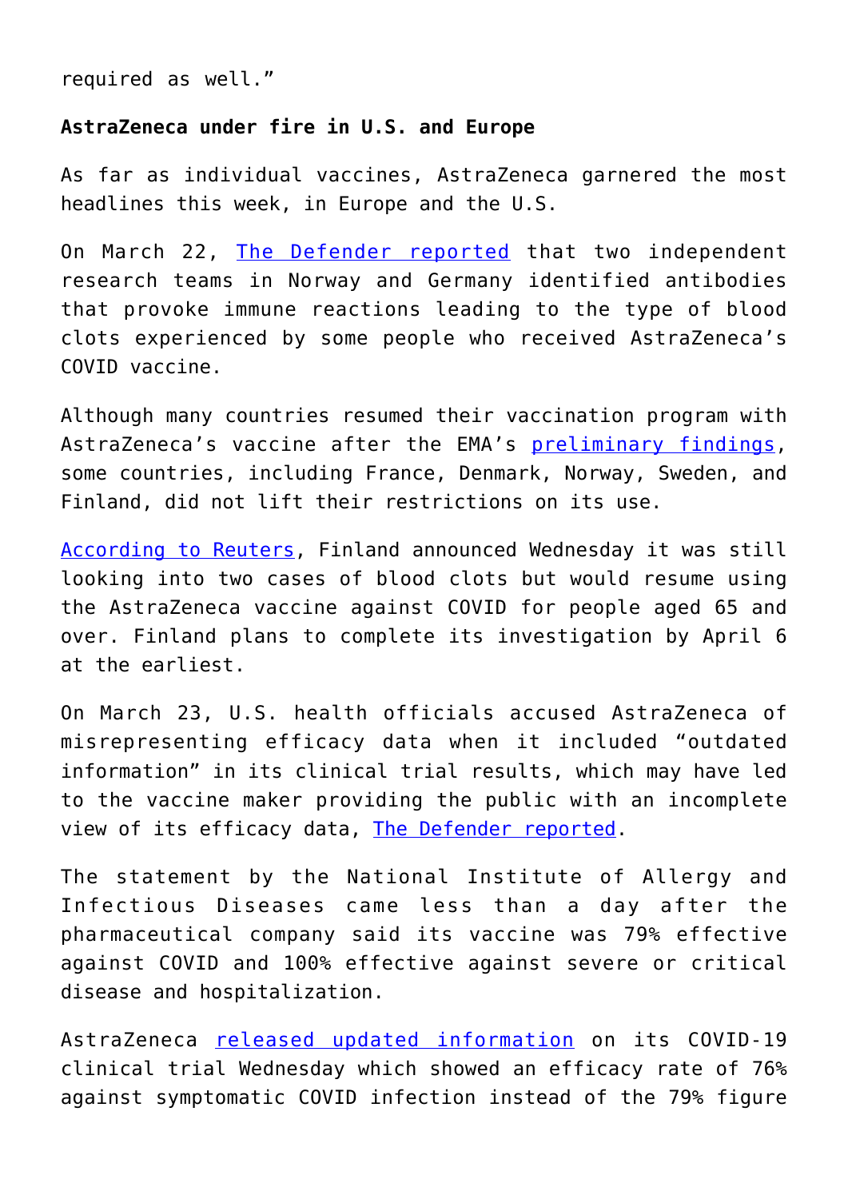required as well."

**AstraZeneca under fire in U.S. and Europe**

As far as individual vaccines, AstraZeneca garnered the most headlines this week, in Europe and the U.S.

On March 22, The Defender reported that two independent research teams in Norway and Germany identified antibodies that provoke immune reactions leading to the type of blood clots experienced by some people who received AstraZeneca's COVID vaccine.

Although many countries resumed their vaccination program with AstraZeneca's vaccine after the EMA's preliminary findings, some countries, including France, Denmark, Norway, Sweden, and Finland, did not lift their restrictions on its use.

According to Reuters, Finland announced Wednesday it was still looking into two cases of blood clots but would resume using the AstraZeneca vaccine against COVID for people aged 65 and over. Finland plans to complete its investigation by April 6 at the earliest.

On March 23, U.S. health officials accused AstraZeneca of misrepresenting efficacy data when it included "outdated information" in its clinical trial results, which may have led to the vaccine maker providing the public with an incomplete view of its efficacy data, The Defender reported.

The statement by the National Institute of Allergy and Infectious Diseases came less than a day after the pharmaceutical company said its vaccine was 79% effective against COVID and 100% effective against severe or critical disease and hospitalization.

AstraZeneca released updated information on its COVID-19 clinical trial Wednesday which showed an efficacy rate of 76% against symptomatic COVID infection instead of the 79% figure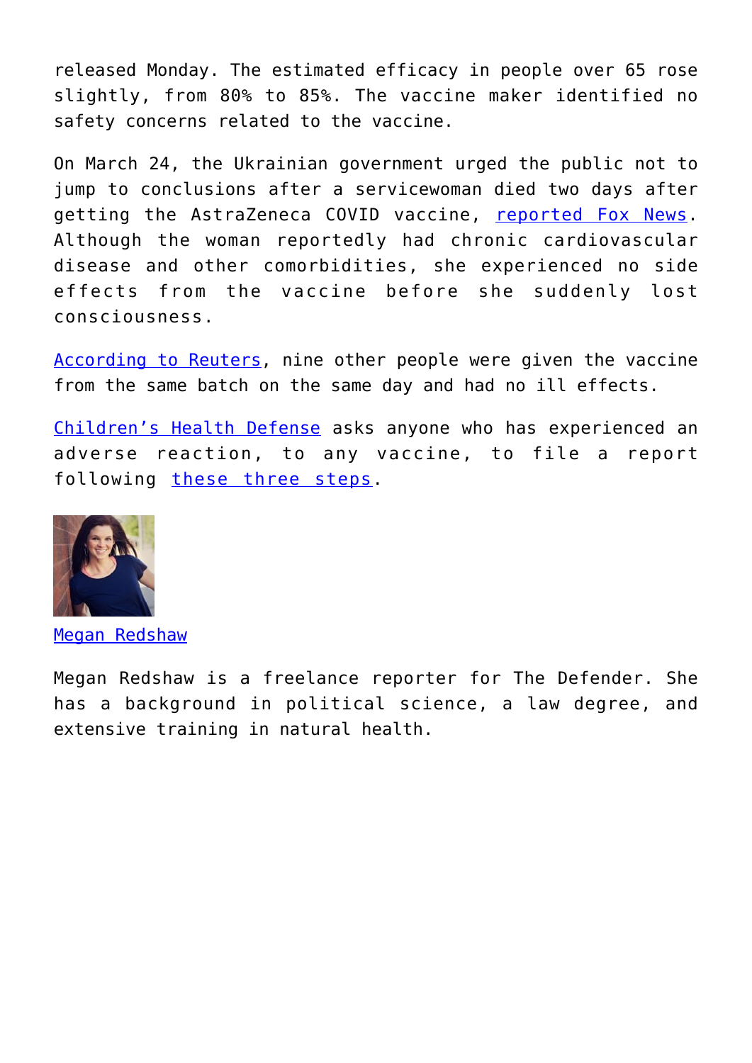released Monday. The estimated efficacy in people over 65 rose slightly, from 80% to 85%. The vaccine maker identified no safety concerns related to the vaccine.

On March 24, the Ukrainian government urged the public not to jump to conclusions after a servicewoman died two days after getting the AstraZeneca COVID vaccine, reported Fox News. Although the woman reportedly had chronic cardiovascular disease and other comorbidities, she experienced no side effects from the vaccine before she suddenly lost consciousness.

According to Reuters, nine other people were given the vaccine from the same batch on the same day and had no ill effects.

Children's Health Defense asks anyone who has experienced an adverse reaction, to any vaccine, to file a report following these three steps.

Megan Redshaw

Megan Redshaw is a freelance reporter for The Defender. She has a background in political science, a law degree, and extensive training in natural health.